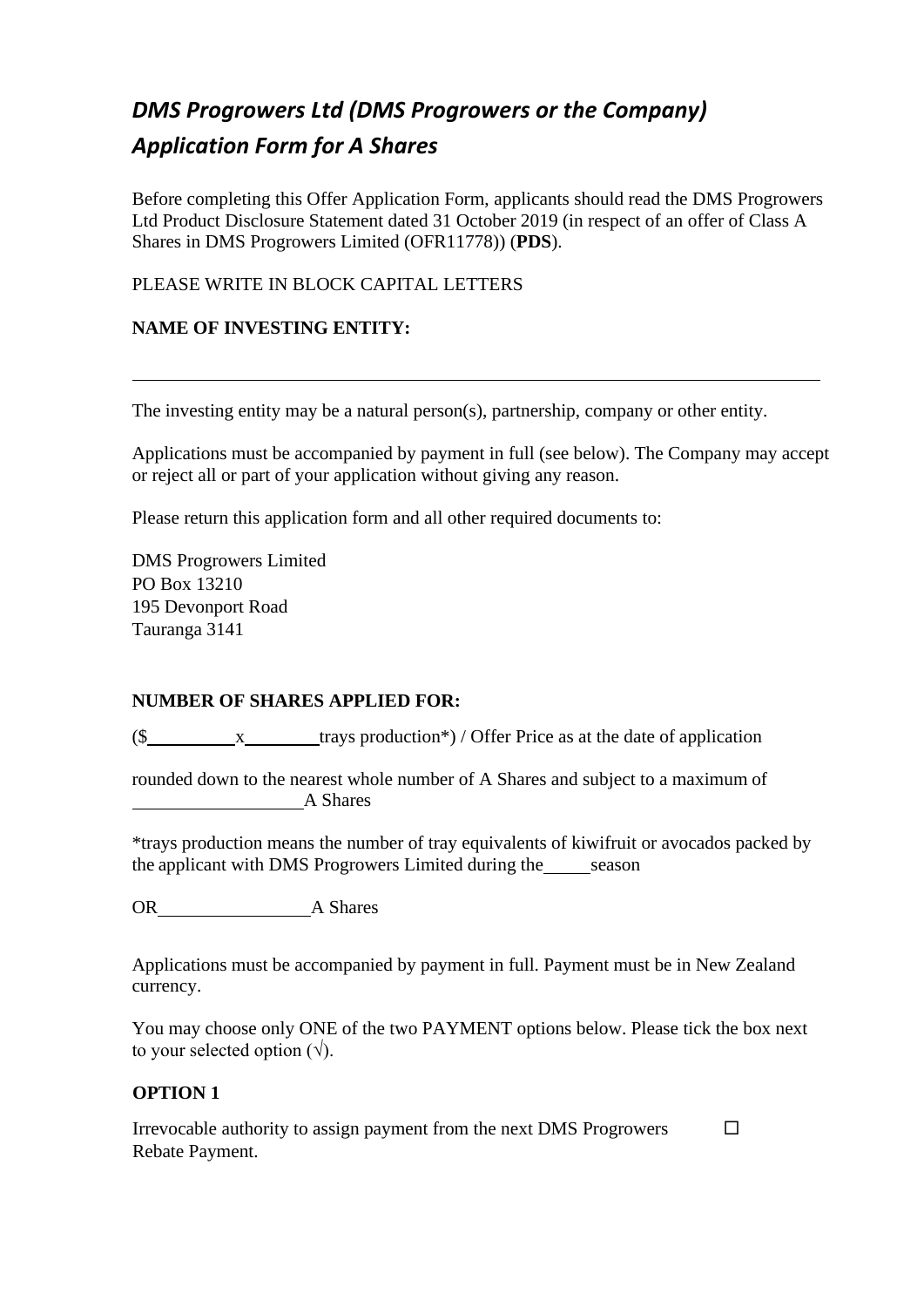# *DMS Progrowers Ltd (DMS Progrowers or the Company)*
# *Application Form for A Shares*

Before completing this Offer Application Form, applicants should read the DMS Progrowers Ltd Product Disclosure Statement dated 31 October 2019 (in respect of an offer of Class A Shares in DMS Progrowers Limited (OFR11778)) (**PDS**).

PLEASE WRITE IN BLOCK CAPITAL LETTERS

**NAME OF INVESTING ENTITY:**

\_\_\_\_\_\_\_\_\_\_\_\_\_\_\_\_\_\_\_\_\_\_\_\_\_\_\_\_\_\_\_\_\_\_\_\_\_\_\_\_\_\_\_\_\_\_\_\_\_\_\_\_\_\_\_\_\_\_\_\_

The investing entity may be a natural person(s), partnership, company or other entity.

Applications must be accompanied by payment in full (see below). The Company may accept or reject all or part of your application without giving any reason.

Please return this application form and all other required documents to:

DMS Progrowers Limited
PO Box 13210
195 Devonport Road
Tauranga 3141

**NUMBER OF SHARES APPLIED FOR:**

($\_\_\_\_\_\_\_\_\_ x \_\_\_\_\_\_\_\_ trays production*) / Offer Price as at the date of application

rounded down to the nearest whole number of A Shares and subject to a maximum of \_\_\_\_\_\_\_\_\_\_\_\_\_\_\_\_\_\_ A Shares

*trays production means the number of tray equivalents of kiwifruit or avocados packed by the applicant with DMS Progrowers Limited during the \_\_\_\_\_ season

OR \_\_\_\_\_\_\_\_\_\_\_\_\_\_\_\_ A Shares

Applications must be accompanied by payment in full. Payment must be in New Zealand currency.

You may choose only ONE of the two PAYMENT options below. Please tick the box next to your selected option (√).

**OPTION 1**

Irrevocable authority to assign payment from the next DMS Progrowers Rebate Payment. ☐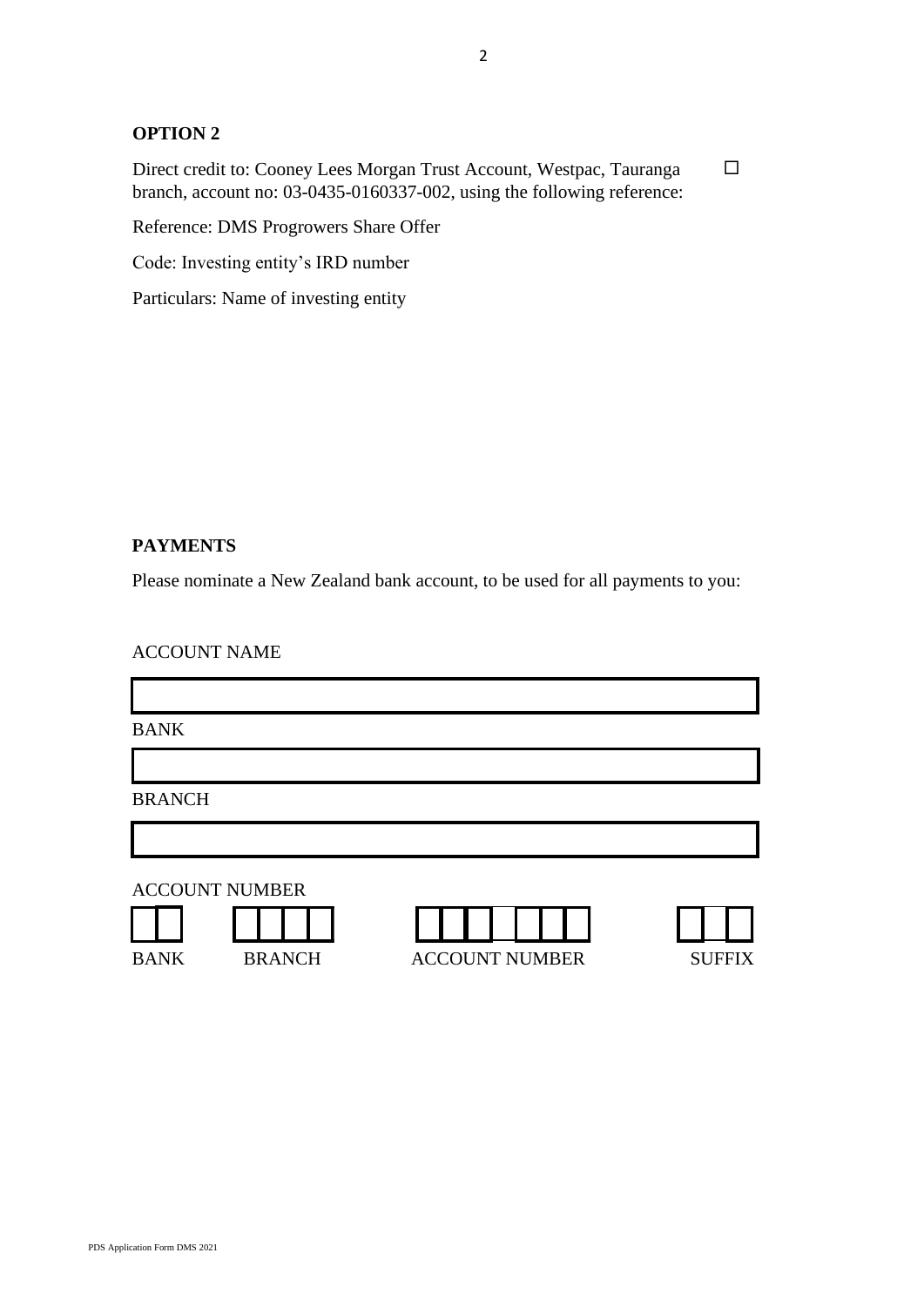**OPTION 2**

Direct credit to: Cooney Lees Morgan Trust Account, Westpac, Tauranga branch, account no: 03-0435-0160337-002, using the following reference: ☐

Reference: DMS Progrowers Share Offer

Code: Investing entity's IRD number

Particulars: Name of investing entity

**PAYMENTS**

Please nominate a New Zealand bank account, to be used for all payments to you:

ACCOUNT NAME

BANK

BRANCH

ACCOUNT NUMBER

| BANK | BRANCH | ACCOUNT NUMBER | SUFFIX |
|---|---|---|---|
| | | | |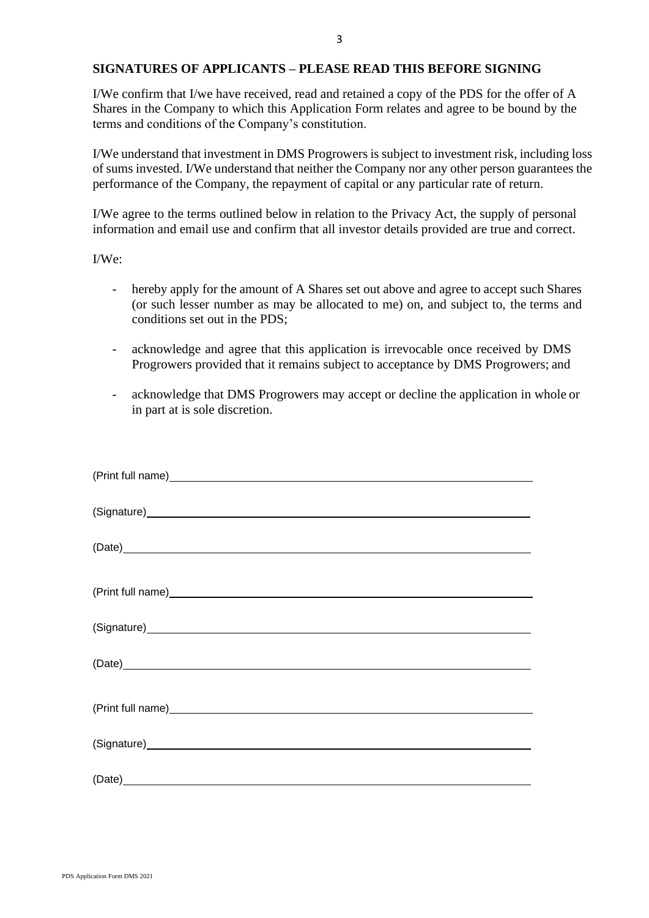**SIGNATURES OF APPLICANTS – PLEASE READ THIS BEFORE SIGNING**

I/We confirm that I/we have received, read and retained a copy of the PDS for the offer of A Shares in the Company to which this Application Form relates and agree to be bound by the terms and conditions of the Company's constitution.

I/We understand that investment in DMS Progrowers is subject to investment risk, including loss of sums invested. I/We understand that neither the Company nor any other person guarantees the performance of the Company, the repayment of capital or any particular rate of return.

I/We agree to the terms outlined below in relation to the Privacy Act, the supply of personal information and email use and confirm that all investor details provided are true and correct.

I/We:

- hereby apply for the amount of A Shares set out above and agree to accept such Shares (or such lesser number as may be allocated to me) on, and subject to, the terms and conditions set out in the PDS;
- acknowledge and agree that this application is irrevocable once received by DMS Progrowers provided that it remains subject to acceptance by DMS Progrowers; and
- acknowledge that DMS Progrowers may accept or decline the application in whole or in part at is sole discretion.

(Print full name)\_\_\_\_\_\_\_\_\_\_\_\_\_\_\_\_\_\_\_\_\_\_\_\_\_\_\_\_\_\_\_\_\_\_\_\_\_\_\_\_

(Signature)\_\_\_\_\_\_\_\_\_\_\_\_\_\_\_\_\_\_\_\_\_\_\_\_\_\_\_\_\_\_\_\_\_\_\_\_\_\_\_\_

(Date)\_\_\_\_\_\_\_\_\_\_\_\_\_\_\_\_\_\_\_\_\_\_\_\_\_\_\_\_\_\_\_\_\_\_\_\_\_\_\_\_

(Print full name)\_\_\_\_\_\_\_\_\_\_\_\_\_\_\_\_\_\_\_\_\_\_\_\_\_\_\_\_\_\_\_\_\_\_\_\_\_\_\_\_

(Signature)\_\_\_\_\_\_\_\_\_\_\_\_\_\_\_\_\_\_\_\_\_\_\_\_\_\_\_\_\_\_\_\_\_\_\_\_\_\_\_\_

(Date)\_\_\_\_\_\_\_\_\_\_\_\_\_\_\_\_\_\_\_\_\_\_\_\_\_\_\_\_\_\_\_\_\_\_\_\_\_\_\_\_

(Print full name)\_\_\_\_\_\_\_\_\_\_\_\_\_\_\_\_\_\_\_\_\_\_\_\_\_\_\_\_\_\_\_\_\_\_\_\_\_\_\_\_

(Signature)\_\_\_\_\_\_\_\_\_\_\_\_\_\_\_\_\_\_\_\_\_\_\_\_\_\_\_\_\_\_\_\_\_\_\_\_\_\_\_\_

(Date)\_\_\_\_\_\_\_\_\_\_\_\_\_\_\_\_\_\_\_\_\_\_\_\_\_\_\_\_\_\_\_\_\_\_\_\_\_\_\_\_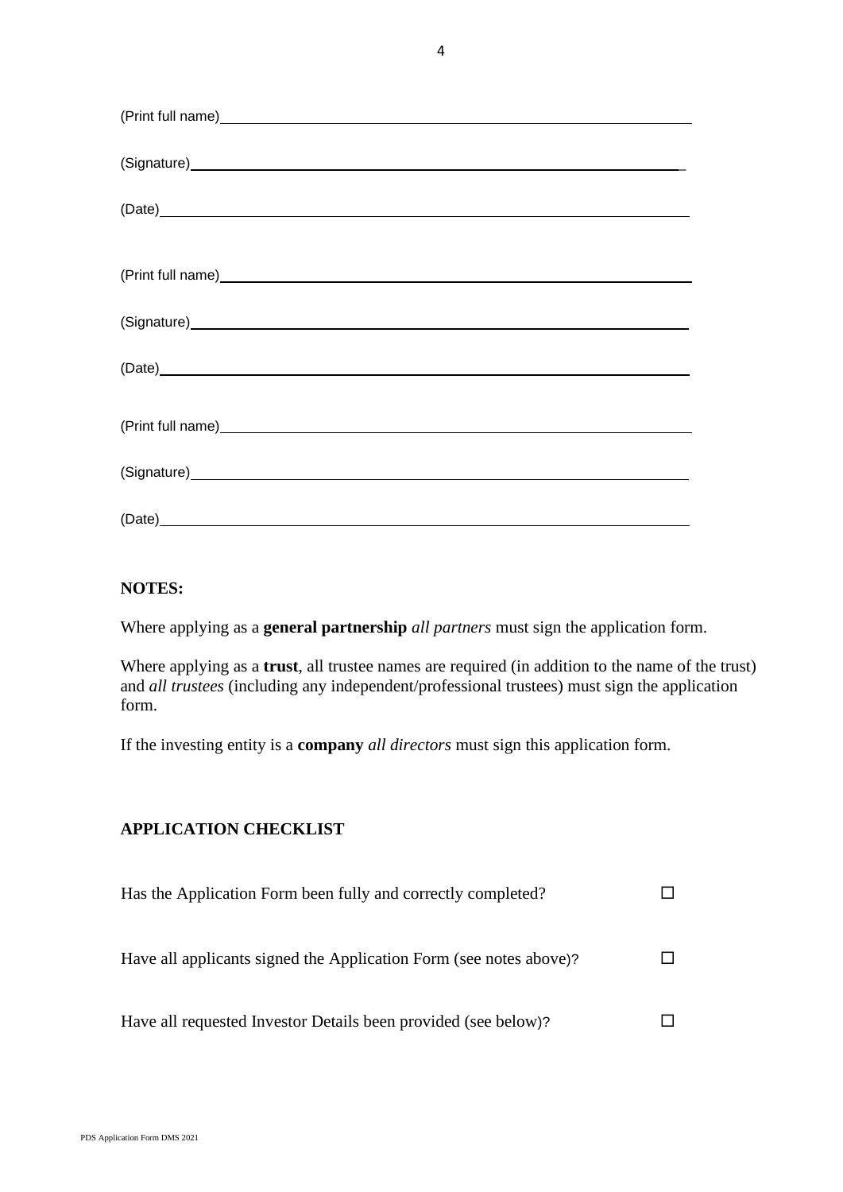(Print full name)\_\_\_\_\_\_\_\_\_\_\_\_\_\_\_\_\_\_\_\_\_\_\_\_\_\_\_\_\_\_\_\_\_\_\_\_\_\_\_\_\_\_\_\_\_\_\_\_\_\_\_\_\_\_\_\_\_\_\_\_

(Signature)\_\_\_\_\_\_\_\_\_\_\_\_\_\_\_\_\_\_\_\_\_\_\_\_\_\_\_\_\_\_\_\_\_\_\_\_\_\_\_\_\_\_\_\_\_\_\_\_\_\_\_\_\_\_\_\_\_\_\_\_\_\_\_

(Date)\_\_\_\_\_\_\_\_\_\_\_\_\_\_\_\_\_\_\_\_\_\_\_\_\_\_\_\_\_\_\_\_\_\_\_\_\_\_\_\_\_\_\_\_\_\_\_\_\_\_\_\_\_\_\_\_\_\_\_\_\_\_\_\_\_\_\_

(Print full name)\_\_\_\_\_\_\_\_\_\_\_\_\_\_\_\_\_\_\_\_\_\_\_\_\_\_\_\_\_\_\_\_\_\_\_\_\_\_\_\_\_\_\_\_\_\_\_\_\_\_\_\_\_\_\_\_\_\_\_\_

(Signature)\_\_\_\_\_\_\_\_\_\_\_\_\_\_\_\_\_\_\_\_\_\_\_\_\_\_\_\_\_\_\_\_\_\_\_\_\_\_\_\_\_\_\_\_\_\_\_\_\_\_\_\_\_\_\_\_\_\_\_\_\_\_\_

(Date)\_\_\_\_\_\_\_\_\_\_\_\_\_\_\_\_\_\_\_\_\_\_\_\_\_\_\_\_\_\_\_\_\_\_\_\_\_\_\_\_\_\_\_\_\_\_\_\_\_\_\_\_\_\_\_\_\_\_\_\_\_\_\_\_\_\_\_

(Print full name)\_\_\_\_\_\_\_\_\_\_\_\_\_\_\_\_\_\_\_\_\_\_\_\_\_\_\_\_\_\_\_\_\_\_\_\_\_\_\_\_\_\_\_\_\_\_\_\_\_\_\_\_\_\_\_\_\_\_\_\_

(Signature)\_\_\_\_\_\_\_\_\_\_\_\_\_\_\_\_\_\_\_\_\_\_\_\_\_\_\_\_\_\_\_\_\_\_\_\_\_\_\_\_\_\_\_\_\_\_\_\_\_\_\_\_\_\_\_\_\_\_\_\_\_\_\_

(Date)\_\_\_\_\_\_\_\_\_\_\_\_\_\_\_\_\_\_\_\_\_\_\_\_\_\_\_\_\_\_\_\_\_\_\_\_\_\_\_\_\_\_\_\_\_\_\_\_\_\_\_\_\_\_\_\_\_\_\_\_\_\_\_\_\_\_\_

**NOTES:**

Where applying as a **general partnership** *all partners* must sign the application form.

Where applying as a **trust**, all trustee names are required (in addition to the name of the trust) and *all trustees* (including any independent/professional trustees) must sign the application form.

If the investing entity is a **company** *all directors* must sign this application form.

**APPLICATION CHECKLIST**

Has the Application Form been fully and correctly completed? ☐

Have all applicants signed the Application Form (see notes above)? ☐

Have all requested Investor Details been provided (see below)? ☐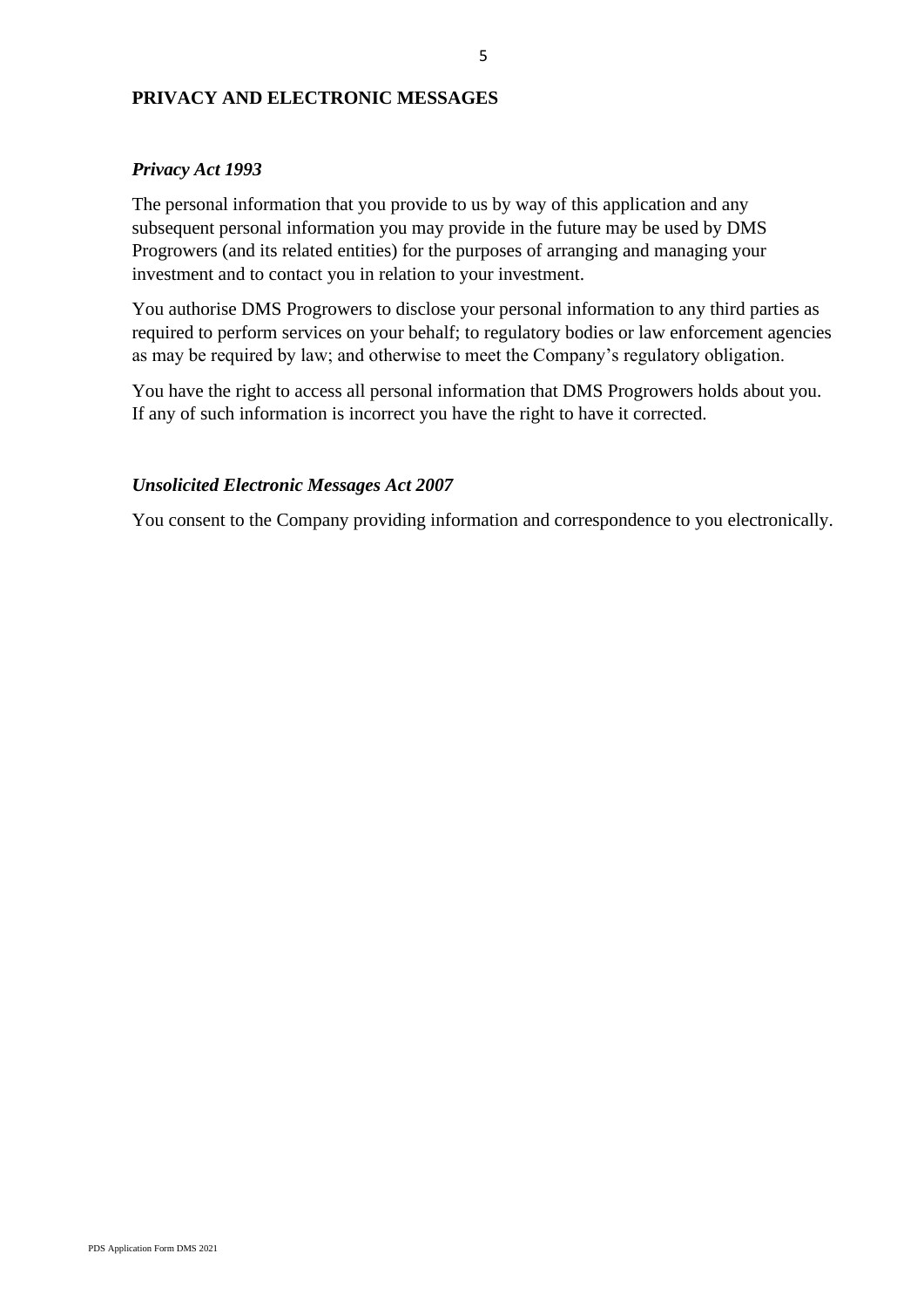## PRIVACY AND ELECTRONIC MESSAGES

### *Privacy Act 1993*

The personal information that you provide to us by way of this application and any subsequent personal information you may provide in the future may be used by DMS Progrowers (and its related entities) for the purposes of arranging and managing your investment and to contact you in relation to your investment.

You authorise DMS Progrowers to disclose your personal information to any third parties as required to perform services on your behalf; to regulatory bodies or law enforcement agencies as may be required by law; and otherwise to meet the Company's regulatory obligation.

You have the right to access all personal information that DMS Progrowers holds about you. If any of such information is incorrect you have the right to have it corrected.

### *Unsolicited Electronic Messages Act 2007*

You consent to the Company providing information and correspondence to you electronically.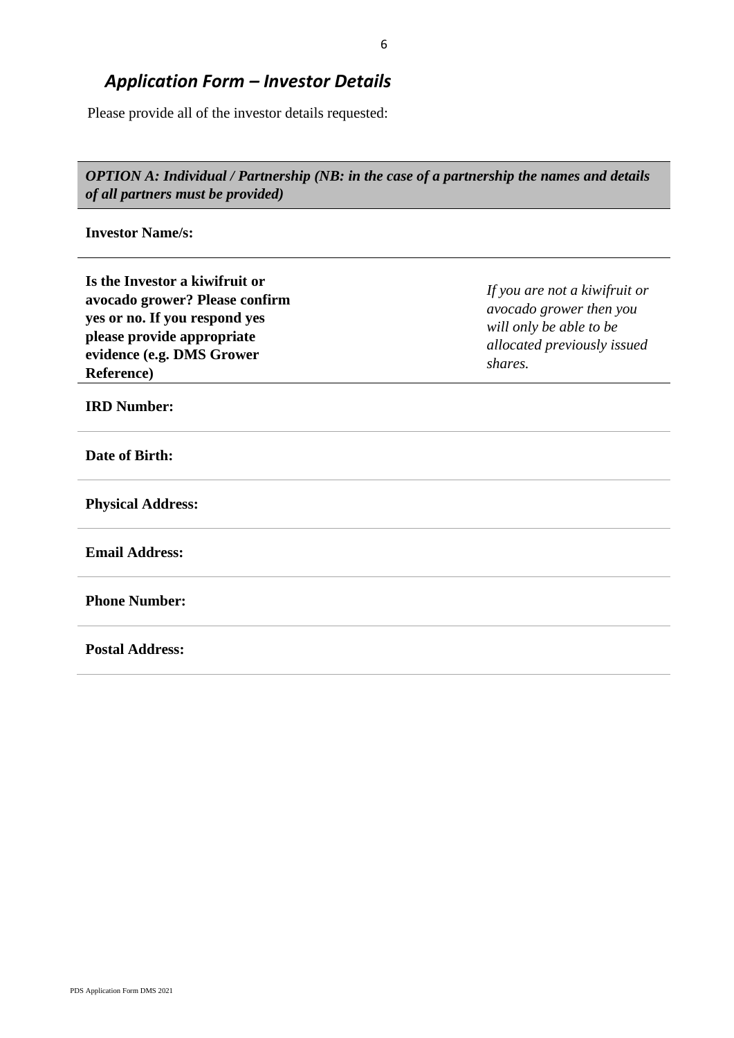## *Application Form – Investor Details*

Please provide all of the investor details requested:

| ***OPTION A: Individual / Partnership (NB: in the case of a partnership the names and details of all partners must be provided)*** | |
|---|---|
| **Investor Name/s:** | |
| **Is the Investor a kiwifruit or avocado grower? Please confirm yes or no. If you respond yes please provide appropriate evidence (e.g. DMS Grower Reference)** | *If you are not a kiwifruit or avocado grower then you will only be able to be allocated previously issued shares.* |
| **IRD Number:** | |
| **Date of Birth:** | |
| **Physical Address:** | |
| **Email Address:** | |
| **Phone Number:** | |
| **Postal Address:** | |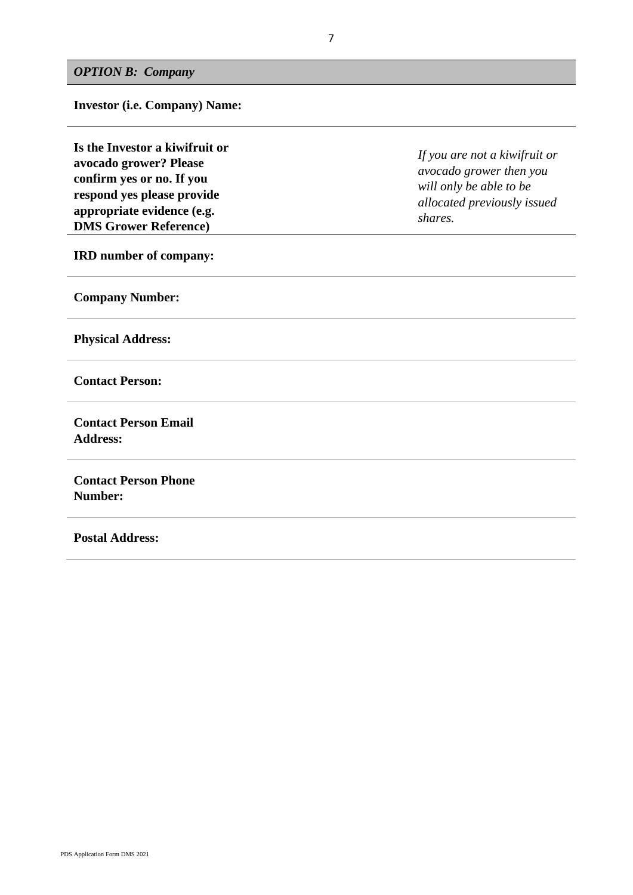### *OPTION B: Company*

**Investor (i.e. Company) Name:**

---

| | |
|---|---|
| **Is the Investor a kiwifruit or avocado grower? Please confirm yes or no. If you respond yes please provide appropriate evidence (e.g. DMS Grower Reference)** | *If you are not a kiwifruit or avocado grower then you will only be able to be allocated previously issued shares.* |
| **IRD number of company:** | |
| **Company Number:** | |
| **Physical Address:** | |
| **Contact Person:** | |
| **Contact Person Email Address:** | |
| **Contact Person Phone Number:** | |
| **Postal Address:** | |

PDS Application Form DMS 2021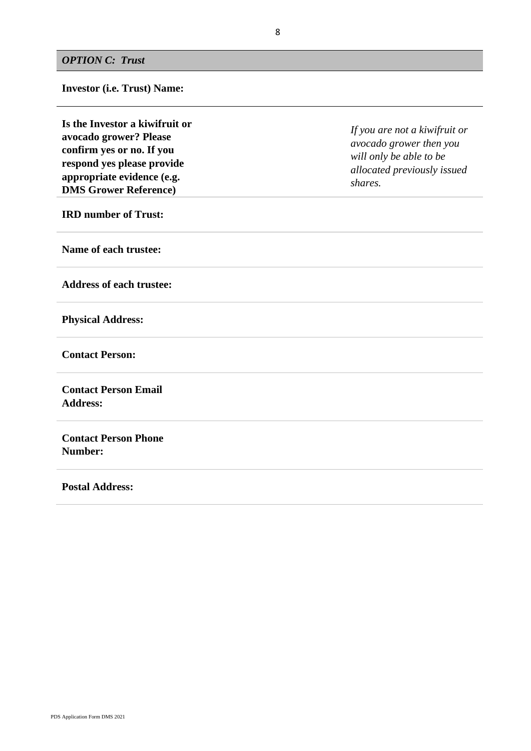***OPTION C: Trust***

**Investor (i.e. Trust) Name:**

---

**Is the Investor a kiwifruit or avocado grower? Please confirm yes or no. If you respond yes please provide appropriate evidence (e.g. DMS Grower Reference)**

*If you are not a kiwifruit or avocado grower then you will only be able to be allocated previously issued shares.*

---

**IRD number of Trust:**

---

**Name of each trustee:**

---

**Address of each trustee:**

---

**Physical Address:**

---

**Contact Person:**

---

**Contact Person Email Address:**

---

**Contact Person Phone Number:**

---

**Postal Address:**

---